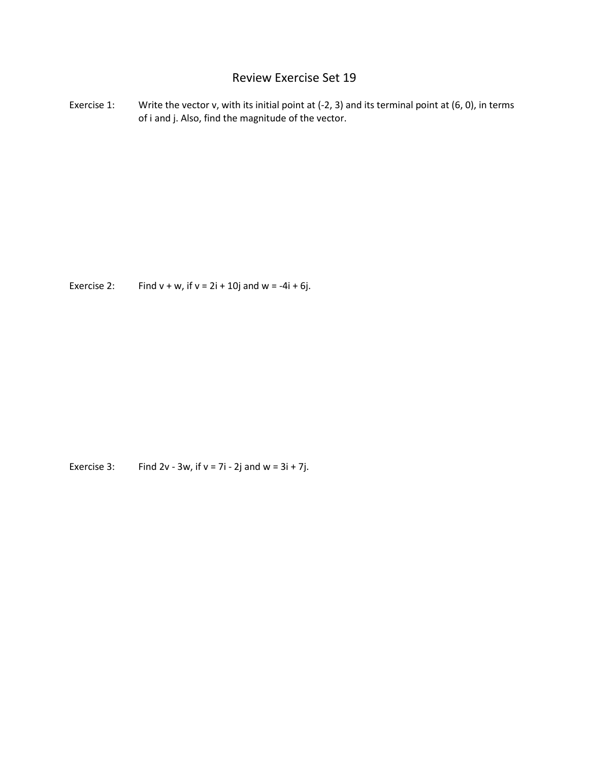# Review Exercise Set 19

Exercise 1: Write the vector v, with its initial point at $(-2, 3)$ and its terminal point at $(6, 0)$, in terms of i and j. Also, find the magnitude of the vector.

Exercise 2: Find $v + w$, if $v = 2i + 10j$ and $w = -4i + 6j$.

Exercise 3: Find $2v - 3w$, if $v = 7i - 2j$ and $w = 3i + 7j$.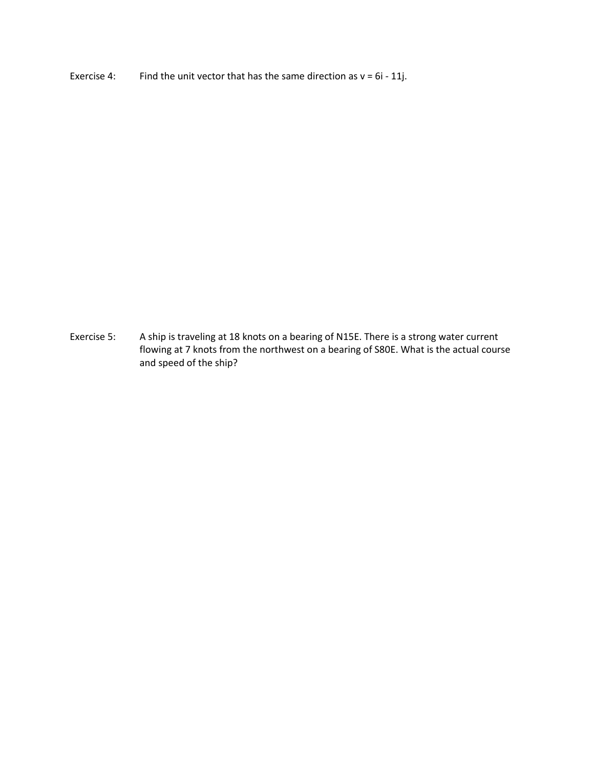Exercise 4: Find the unit vector that has the same direction as $v = 6i - 11j$.

Exercise 5: A ship is traveling at 18 knots on a bearing of N15E. There is a strong water current flowing at 7 knots from the northwest on a bearing of S80E. What is the actual course and speed of the ship?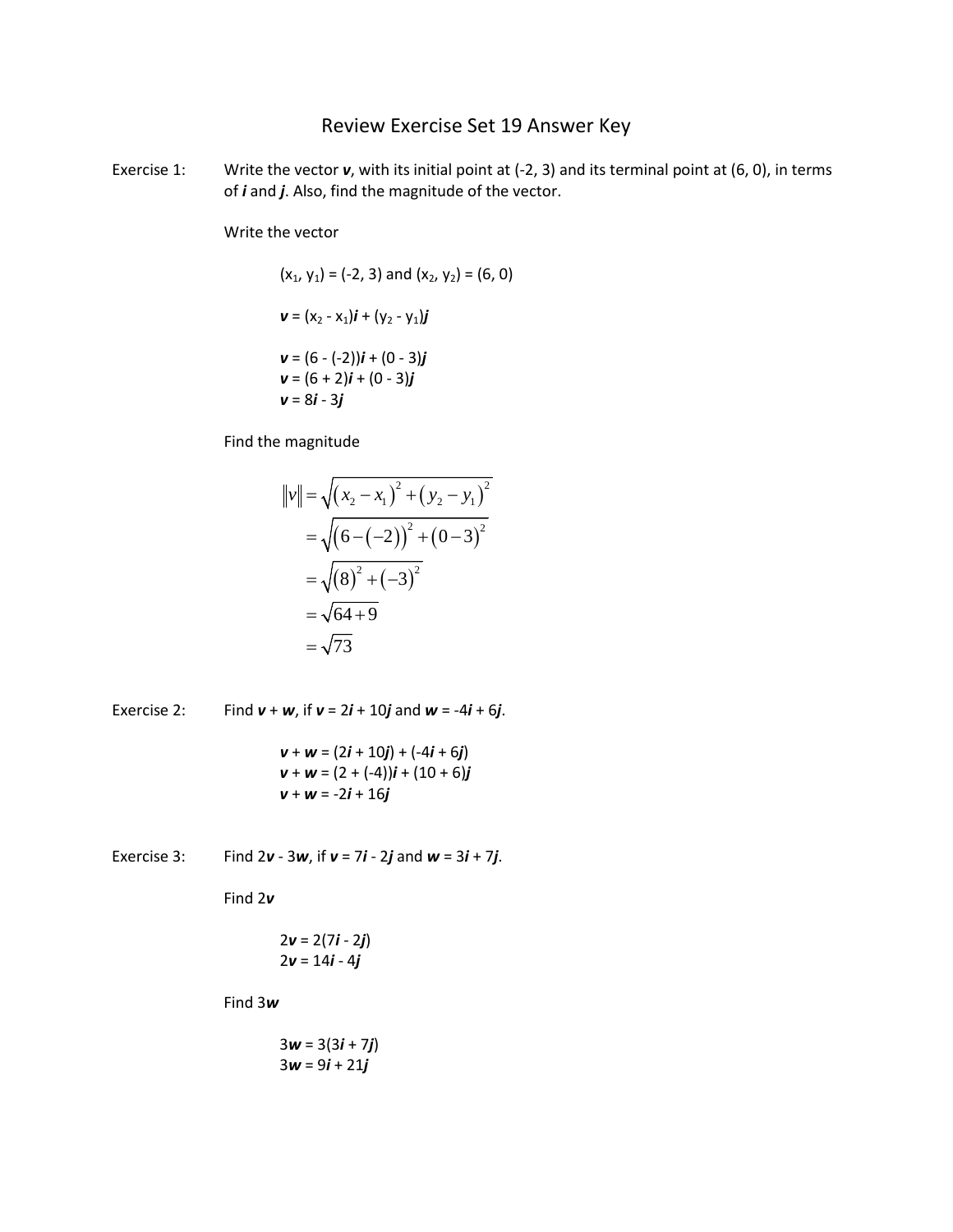# Review Exercise Set 19 Answer Key

Exercise 1: Write the vector ***v***, with its initial point at (-2, 3) and its terminal point at (6, 0), in terms of ***i*** and ***j***. Also, find the magnitude of the vector.

Write the vector

$(x_1, y_1) = (-2, 3)$ and $(x_2, y_2) = (6, 0)$

$\boldsymbol{v} = (x_2 - x_1)\boldsymbol{i} + (y_2 - y_1)\boldsymbol{j}$

$\boldsymbol{v} = (6 - (-2))\boldsymbol{i} + (0 - 3)\boldsymbol{j}$
$\boldsymbol{v} = (6 + 2)\boldsymbol{i} + (0 - 3)\boldsymbol{j}$
$\boldsymbol{v} = 8\boldsymbol{i} - 3\boldsymbol{j}$

Find the magnitude

$$\begin{aligned}
\|v\| &= \sqrt{(x_2 - x_1)^2 + (y_2 - y_1)^2} \\
&= \sqrt{(6-(-2))^2 + (0-3)^2} \\
&= \sqrt{(8)^2 + (-3)^2} \\
&= \sqrt{64+9} \\
&= \sqrt{73}
\end{aligned}$$

Exercise 2: Find ***v*** + ***w***, if ***v*** = 2***i*** + 10***j*** and ***w*** = -4***i*** + 6***j***.

$\boldsymbol{v} + \boldsymbol{w} = (2\boldsymbol{i} + 10\boldsymbol{j}) + (-4\boldsymbol{i} + 6\boldsymbol{j})$
$\boldsymbol{v} + \boldsymbol{w} = (2 + (-4))\boldsymbol{i} + (10 + 6)\boldsymbol{j}$
$\boldsymbol{v} + \boldsymbol{w} = -2\boldsymbol{i} + 16\boldsymbol{j}$

Exercise 3: Find 2***v*** - 3***w***, if ***v*** = 7***i*** - 2***j*** and ***w*** = 3***i*** + 7***j***.

Find 2***v***

$2\boldsymbol{v} = 2(7\boldsymbol{i} - 2\boldsymbol{j})$
$2\boldsymbol{v} = 14\boldsymbol{i} - 4\boldsymbol{j}$

Find 3***w***

$3\boldsymbol{w} = 3(3\boldsymbol{i} + 7\boldsymbol{j})$
$3\boldsymbol{w} = 9\boldsymbol{i} + 21\boldsymbol{j}$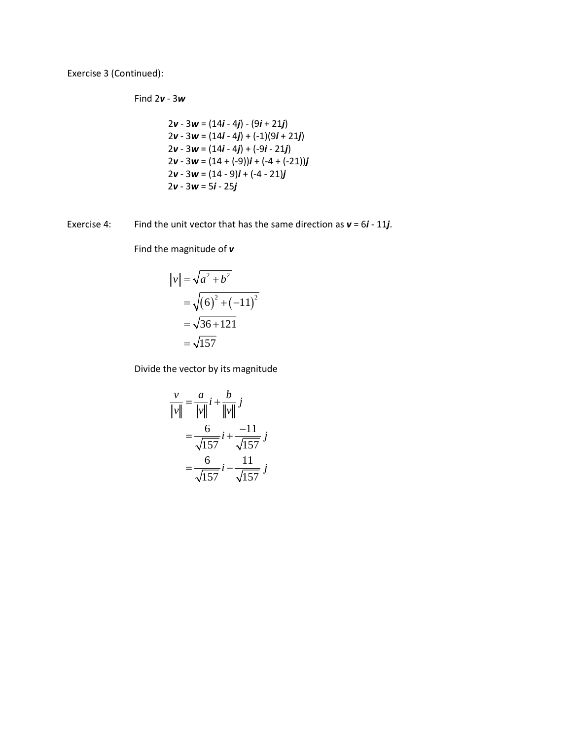Exercise 3 (Continued):

Find 2***v*** - 3***w***

2***v*** - 3***w*** = (14***i*** - 4***j***) - (9***i*** + 21***j***)
2***v*** - 3***w*** = (14***i*** - 4***j***) + (-1)(9***i*** + 21***j***)
2***v*** - 3***w*** = (14***i*** - 4***j***) + (-9***i*** - 21***j***)
2***v*** - 3***w*** = (14 + (-9))***i*** + (-4 + (-21))***j***
2***v*** - 3***w*** = (14 - 9)***i*** + (-4 - 21)***j***
2***v*** - 3***w*** = 5***i*** - 25***j***

Exercise 4: Find the unit vector that has the same direction as ***v*** = 6***i*** - 11***j***.

Find the magnitude of ***v***

$$\begin{aligned} \|v\| &= \sqrt{a^2 + b^2} \\ &= \sqrt{(6)^2 + (-11)^2} \\ &= \sqrt{36 + 121} \\ &= \sqrt{157} \end{aligned}$$

Divide the vector by its magnitude

$$\begin{aligned} \frac{v}{\|v\|} &= \frac{a}{\|v\|} i + \frac{b}{\|v\|} j \\ &= \frac{6}{\sqrt{157}} i + \frac{-11}{\sqrt{157}} j \\ &= \frac{6}{\sqrt{157}} i - \frac{11}{\sqrt{157}} j \end{aligned}$$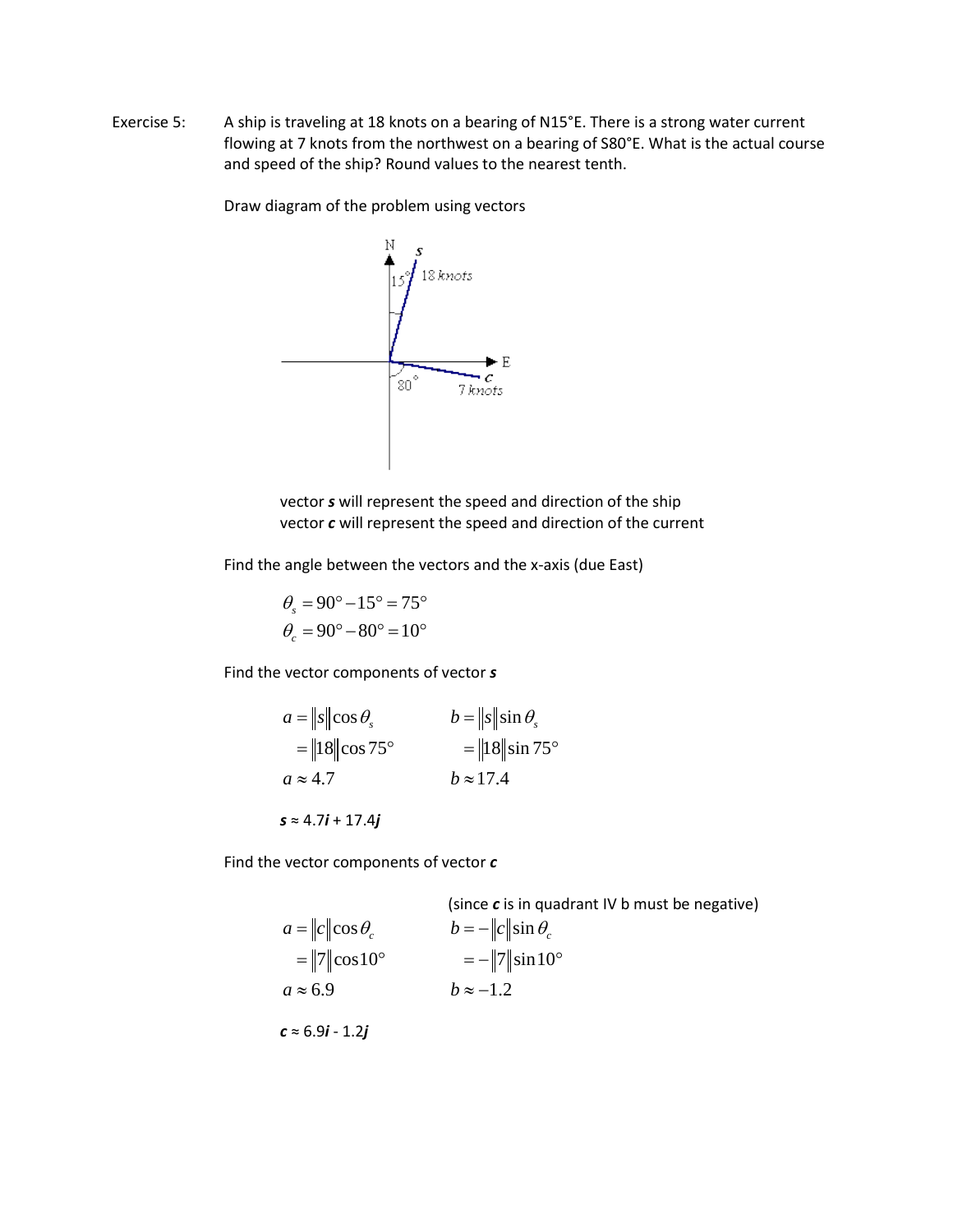Exercise 5: A ship is traveling at 18 knots on a bearing of N15°E. There is a strong water current flowing at 7 knots from the northwest on a bearing of S80°E. What is the actual course and speed of the ship? Round values to the nearest tenth.

Draw diagram of the problem using vectors

vector ***s*** will represent the speed and direction of the ship
vector ***c*** will represent the speed and direction of the current

Find the angle between the vectors and the x-axis (due East)

$$\theta_s = 90° - 15° = 75°$$
$$\theta_c = 90° - 80° = 10°$$

Find the vector components of vector ***s***

$$a = \|s\|\cos\theta_s \qquad b = \|s\|\sin\theta_s$$
$$= \|18\|\cos 75° \qquad = \|18\|\sin 75°$$
$$a \approx 4.7 \qquad b \approx 17.4$$

***s*** ≈ 4.7***i*** + 17.4***j***

Find the vector components of vector ***c***

(since ***c*** is in quadrant IV b must be negative)

$$a = \|c\|\cos\theta_c \qquad b = -\|c\|\sin\theta_c$$
$$= \|7\|\cos 10° \qquad = -\|7\|\sin 10°$$
$$a \approx 6.9 \qquad b \approx -1.2$$

***c*** ≈ 6.9***i*** - 1.2***j***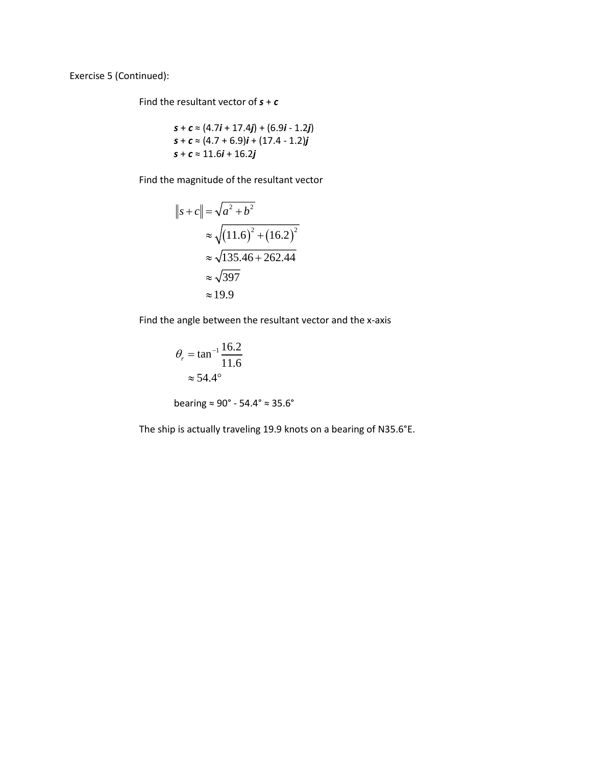Exercise 5 (Continued):

Find the resultant vector of ***s*** + ***c***

$\boldsymbol{s} + \boldsymbol{c} \approx (4.7\boldsymbol{i} + 17.4\boldsymbol{j}) + (6.9\boldsymbol{i} - 1.2\boldsymbol{j})$
$\boldsymbol{s} + \boldsymbol{c} \approx (4.7 + 6.9)\boldsymbol{i} + (17.4 - 1.2)\boldsymbol{j}$
$\boldsymbol{s} + \boldsymbol{c} \approx 11.6\boldsymbol{i} + 16.2\boldsymbol{j}$

Find the magnitude of the resultant vector

$$
\begin{aligned}
\|s+c\| &= \sqrt{a^2+b^2} \\
&\approx \sqrt{(11.6)^2+(16.2)^2} \\
&\approx \sqrt{135.46+262.44} \\
&\approx \sqrt{397} \\
&\approx 19.9
\end{aligned}
$$

Find the angle between the resultant vector and the x-axis

$$
\begin{aligned}
\theta_r &= \tan^{-1}\frac{16.2}{11.6} \\
&\approx 54.4^\circ
\end{aligned}
$$

bearing ≈ 90° - 54.4° ≈ 35.6°

The ship is actually traveling 19.9 knots on a bearing of N35.6°E.